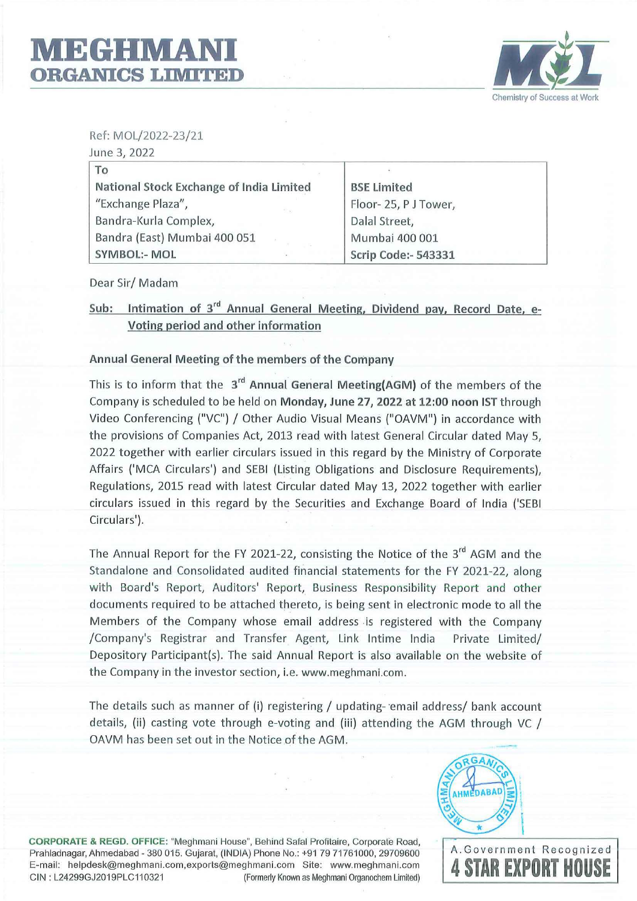# MEGHMANI ORGANICS LIMITED

Chemistry of Success at Work

Ref: MOL/2022-23/21
June 3, 2022

| To | |
|---|---|
| **National Stock Exchange of India Limited** | **BSE Limited** |
| "Exchange Plaza", | Floor- 25, P J Tower, |
| Bandra-Kurla Complex, | Dalal Street, |
| Bandra (East) Mumbai 400 051 | Mumbai 400 001 |
| **SYMBOL:- MOL** | **Scrip Code:- 543331** |

Dear Sir/ Madam

**Sub: Intimation of 3rd Annual General Meeting, Dividend pay, Record Date, e-Voting period and other information**

**Annual General Meeting of the members of the Company**

This is to inform that the **3rd Annual General Meeting(AGM)** of the members of the Company is scheduled to be held on **Monday, June 27, 2022 at 12:00 noon IST** through Video Conferencing ("VC") / Other Audio Visual Means ("OAVM") in accordance with the provisions of Companies Act, 2013 read with latest General Circular dated May 5, 2022 together with earlier circulars issued in this regard by the Ministry of Corporate Affairs ('MCA Circulars') and SEBI (Listing Obligations and Disclosure Requirements), Regulations, 2015 read with latest Circular dated May 13, 2022 together with earlier circulars issued in this regard by the Securities and Exchange Board of India ('SEBI Circulars').

The Annual Report for the FY 2021-22, consisting the Notice of the 3rd AGM and the Standalone and Consolidated audited financial statements for the FY 2021-22, along with Board's Report, Auditors' Report, Business Responsibility Report and other documents required to be attached thereto, is being sent in electronic mode to all the Members of the Company whose email address is registered with the Company /Company's Registrar and Transfer Agent, Link Intime India Private Limited/ Depository Participant(s). The said Annual Report is also available on the website of the Company in the investor section, i.e. www.meghmani.com.

The details such as manner of (i) registering / updating email address/ bank account details, (ii) casting vote through e-voting and (iii) attending the AGM through VC / OAVM has been set out in the Notice of the AGM.

**CORPORATE & REGD. OFFICE:** "Meghmani House", Behind Safal Profitaire, Corporate Road, Prahladnagar, Ahmedabad - 380 015. Gujarat, (INDIA) Phone No.: +91 79 71761000, 29709600
E-mail: helpdesk@meghmani.com,exports@meghmani.com Site: www.meghmani.com
CIN : L24299GJ2019PLC110321 (Formerly Known as Meghmani Organochem Limited)

A.Government Recognized
**4 STAR EXPORT HOUSE**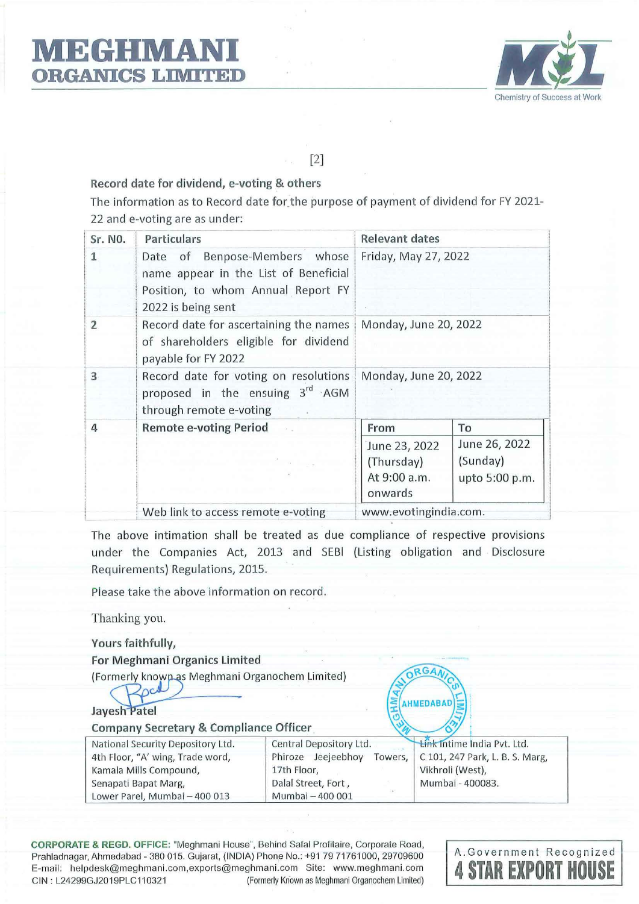# MEGHMANI ORGANICS LIMITED

Chemistry of Success at Work

### Record date for dividend, e-voting & others

The information as to Record date for the purpose of payment of dividend for FY 2021-22 and e-voting are as under:

| Sr. NO. | Particulars | Relevant dates | |
|---|---|---|---|
| 1 | Date of Benpose-Members whose name appear in the List of Beneficial Position, to whom Annual Report FY 2022 is being sent | Friday, May 27, 2022 | |
| 2 | Record date for ascertaining the names of shareholders eligible for dividend payable for FY 2022 | Monday, June 20, 2022 | |
| 3 | Record date for voting on resolutions proposed in the ensuing 3rd AGM through remote e-voting | Monday, June 20, 2022 | |
| 4 | **Remote e-voting Period** | From | To |
| | | June 23, 2022 (Thursday) At 9:00 a.m. onwards | June 26, 2022 (Sunday) upto 5:00 p.m. |
| | Web link to access remote e-voting | www.evotingindia.com. | |

The above intimation shall be treated as due compliance of respective provisions under the Companies Act, 2013 and SEBI (Listing obligation and Disclosure Requirements) Regulations, 2015.

Please take the above information on record.

Thanking you.

**Yours faithfully,**

**For Meghmani Organics Limited**

(Formerly known as Meghmani Organochem Limited)

**Jayesh Patel**

**Company Secretary & Compliance Officer**

| | | |
|---|---|---|
| National Security Depository Ltd.<br>4th Floor, "A' wing, Trade word,<br>Kamala Mills Compound,<br>Senapati Bapat Marg,<br>Lower Parel, Mumbai – 400 013 | Central Depository Ltd.<br>Phiroze Jeejeebhoy Towers,<br>17th Floor,<br>Dalal Street, Fort,<br>Mumbai – 400 001 | Link Intime India Pvt. Ltd.<br>C 101, 247 Park, L. B. S. Marg,<br>Vikhroli (West),<br>Mumbai - 400083. |

**CORPORATE & REGD. OFFICE:** "Meghmani House", Behind Safal Profitaire, Corporate Road, Prahladnagar, Ahmedabad - 380 015. Gujarat, (INDIA) Phone No.: +91 79 71761000, 29709600
E-mail: helpdesk@meghmani.com,exports@meghmani.com Site: www.meghmani.com
CIN : L24299GJ2019PLC110321 (Formerly Known as Meghmani Organochem Limited)

A.Government Recognized **4 STAR EXPORT HOUSE**